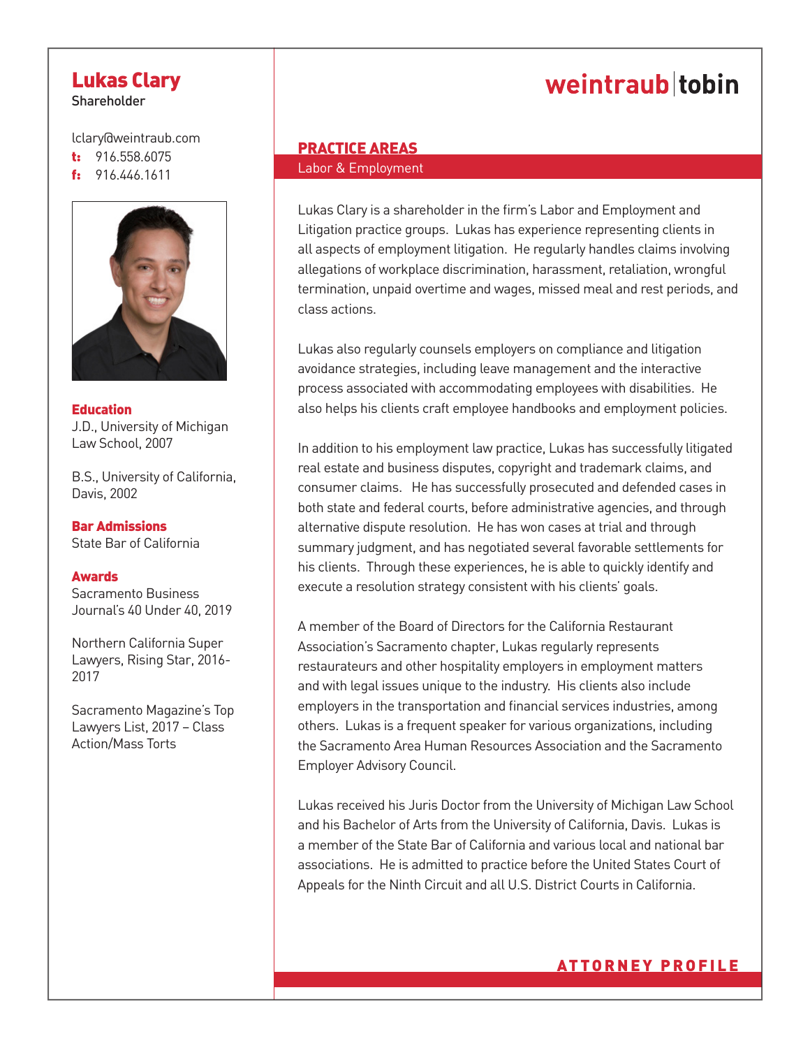# Lukas Clary

Shareholder

lclary@weintraub.com
**t:** 916.558.6075
**f:** 916.446.1611

**Education**
J.D., University of Michigan Law School, 2007

B.S., University of California, Davis, 2002

**Bar Admissions**
State Bar of California

**Awards**
Sacramento Business Journal's 40 Under 40, 2019

Northern California Super Lawyers, Rising Star, 2016-2017

Sacramento Magazine's Top Lawyers List, 2017 – Class Action/Mass Torts

weintraub | tobin

## PRACTICE AREAS

Labor & Employment

Lukas Clary is a shareholder in the firm's Labor and Employment and Litigation practice groups. Lukas has experience representing clients in all aspects of employment litigation. He regularly handles claims involving allegations of workplace discrimination, harassment, retaliation, wrongful termination, unpaid overtime and wages, missed meal and rest periods, and class actions.

Lukas also regularly counsels employers on compliance and litigation avoidance strategies, including leave management and the interactive process associated with accommodating employees with disabilities. He also helps his clients craft employee handbooks and employment policies.

In addition to his employment law practice, Lukas has successfully litigated real estate and business disputes, copyright and trademark claims, and consumer claims. He has successfully prosecuted and defended cases in both state and federal courts, before administrative agencies, and through alternative dispute resolution. He has won cases at trial and through summary judgment, and has negotiated several favorable settlements for his clients. Through these experiences, he is able to quickly identify and execute a resolution strategy consistent with his clients' goals.

A member of the Board of Directors for the California Restaurant Association's Sacramento chapter, Lukas regularly represents restaurateurs and other hospitality employers in employment matters and with legal issues unique to the industry. His clients also include employers in the transportation and financial services industries, among others. Lukas is a frequent speaker for various organizations, including the Sacramento Area Human Resources Association and the Sacramento Employer Advisory Council.

Lukas received his Juris Doctor from the University of Michigan Law School and his Bachelor of Arts from the University of California, Davis. Lukas is a member of the State Bar of California and various local and national bar associations. He is admitted to practice before the United States Court of Appeals for the Ninth Circuit and all U.S. District Courts in California.

ATTORNEY PROFILE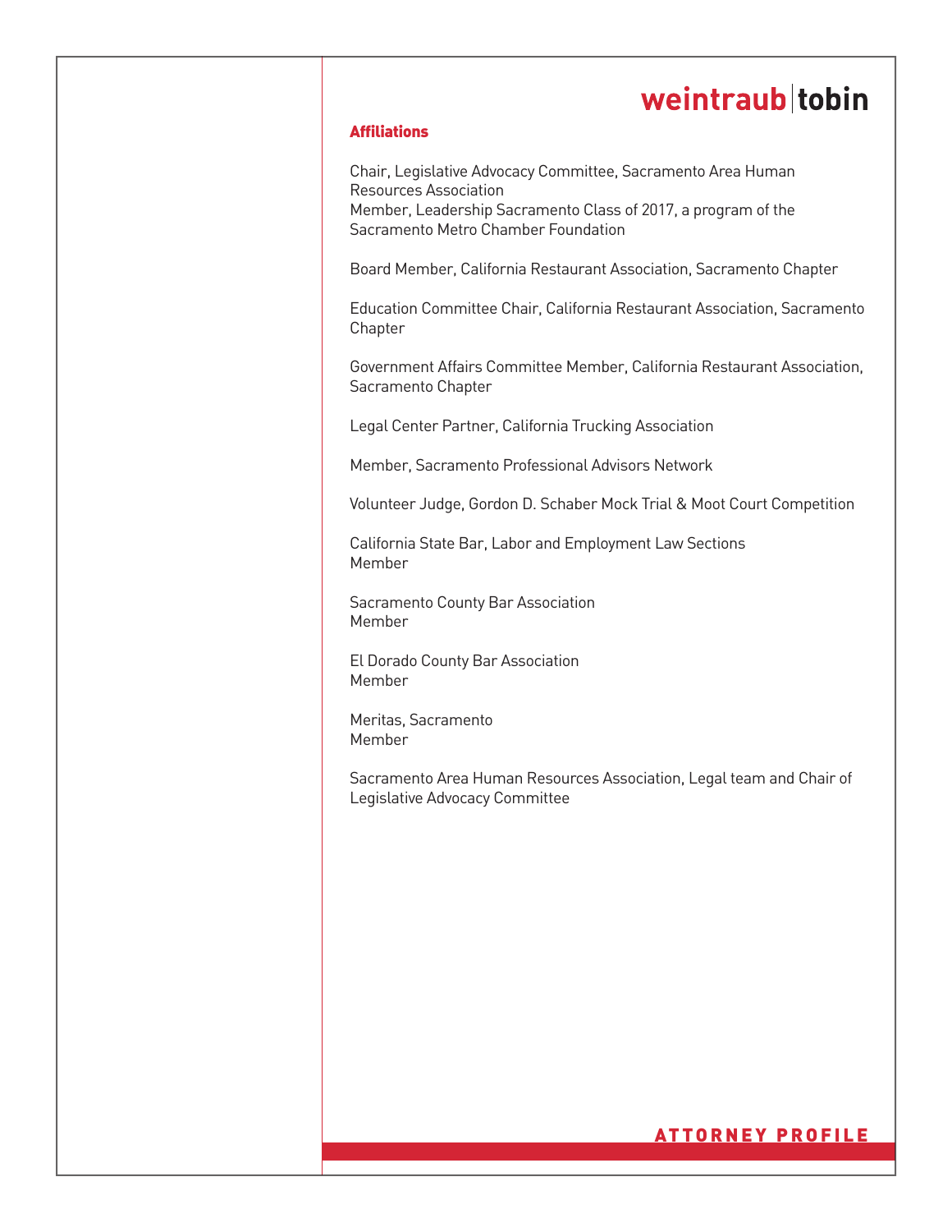## Affiliations

Chair, Legislative Advocacy Committee, Sacramento Area Human Resources Association
Member, Leadership Sacramento Class of 2017, a program of the Sacramento Metro Chamber Foundation

Board Member, California Restaurant Association, Sacramento Chapter

Education Committee Chair, California Restaurant Association, Sacramento Chapter

Government Affairs Committee Member, California Restaurant Association, Sacramento Chapter

Legal Center Partner, California Trucking Association

Member, Sacramento Professional Advisors Network

Volunteer Judge, Gordon D. Schaber Mock Trial & Moot Court Competition

California State Bar, Labor and Employment Law Sections
Member

Sacramento County Bar Association
Member

El Dorado County Bar Association
Member

Meritas, Sacramento
Member

Sacramento Area Human Resources Association, Legal team and Chair of Legislative Advocacy Committee